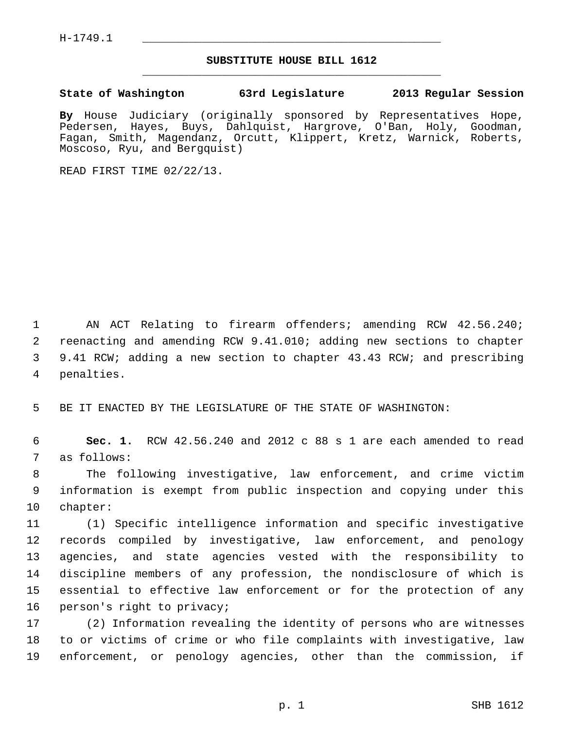H-1749.1

# SUBSTITUTE HOUSE BILL 1612

**State of Washington 63rd Legislature 2013 Regular Session**

**By** House Judiciary (originally sponsored by Representatives Hope, Pedersen, Hayes, Buys, Dahlquist, Hargrove, O'Ban, Holy, Goodman, Fagan, Smith, Magendanz, Orcutt, Klippert, Kretz, Warnick, Roberts, Moscoso, Ryu, and Bergquist)

READ FIRST TIME 02/22/13.

AN ACT Relating to firearm offenders; amending RCW 42.56.240; reenacting and amending RCW 9.41.010; adding new sections to chapter 9.41 RCW; adding a new section to chapter 43.43 RCW; and prescribing penalties.

BE IT ENACTED BY THE LEGISLATURE OF THE STATE OF WASHINGTON:

**Sec. 1.** RCW 42.56.240 and 2012 c 88 s 1 are each amended to read as follows:

The following investigative, law enforcement, and crime victim information is exempt from public inspection and copying under this chapter:

(1) Specific intelligence information and specific investigative records compiled by investigative, law enforcement, and penology agencies, and state agencies vested with the responsibility to discipline members of any profession, the nondisclosure of which is essential to effective law enforcement or for the protection of any person's right to privacy;

(2) Information revealing the identity of persons who are witnesses to or victims of crime or who file complaints with investigative, law enforcement, or penology agencies, other than the commission, if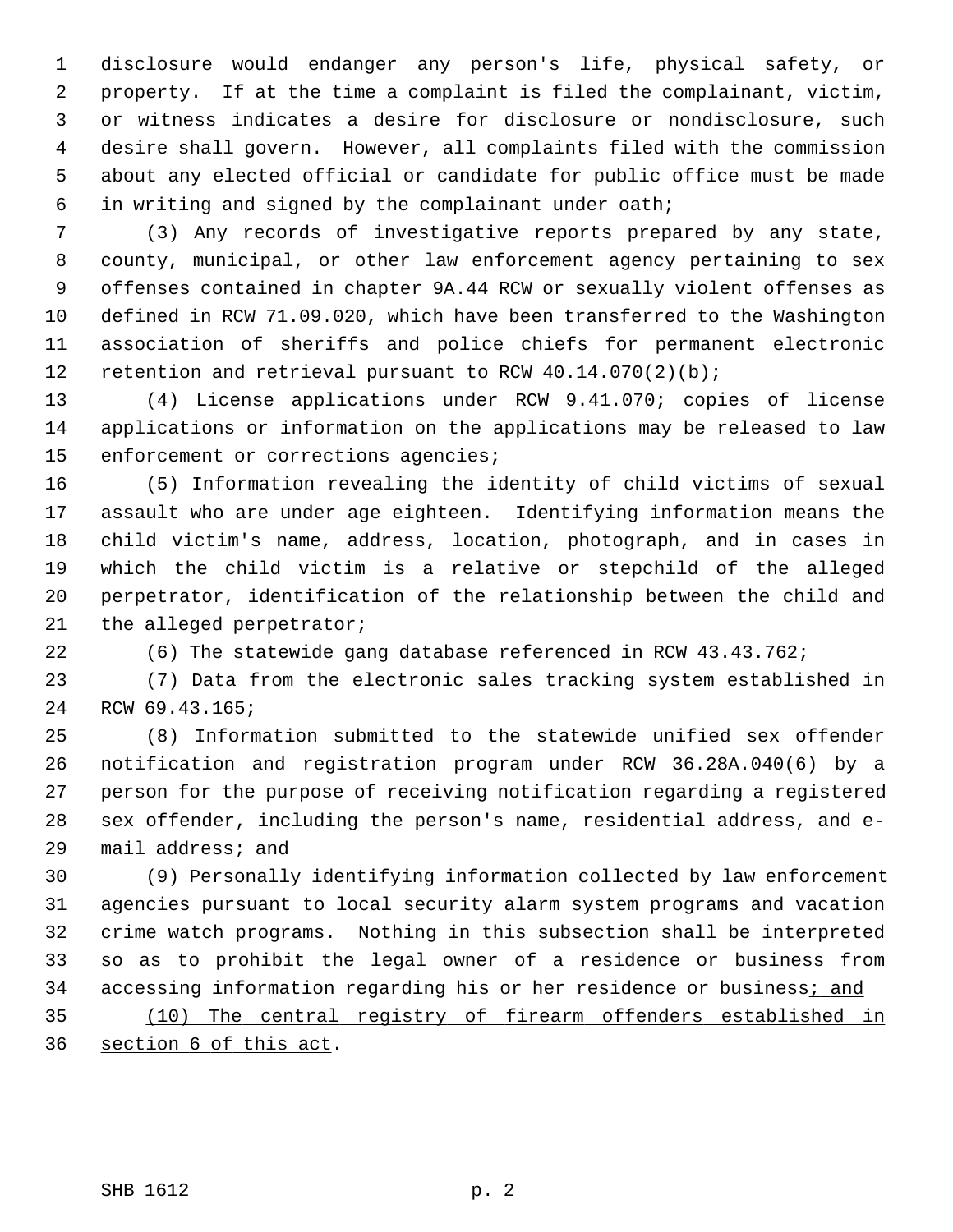disclosure would endanger any person's life, physical safety, or property. If at the time a complaint is filed the complainant, victim, or witness indicates a desire for disclosure or nondisclosure, such desire shall govern. However, all complaints filed with the commission about any elected official or candidate for public office must be made in writing and signed by the complainant under oath;

(3) Any records of investigative reports prepared by any state, county, municipal, or other law enforcement agency pertaining to sex offenses contained in chapter 9A.44 RCW or sexually violent offenses as defined in RCW 71.09.020, which have been transferred to the Washington association of sheriffs and police chiefs for permanent electronic retention and retrieval pursuant to RCW 40.14.070(2)(b);

(4) License applications under RCW 9.41.070; copies of license applications or information on the applications may be released to law enforcement or corrections agencies;

(5) Information revealing the identity of child victims of sexual assault who are under age eighteen. Identifying information means the child victim's name, address, location, photograph, and in cases in which the child victim is a relative or stepchild of the alleged perpetrator, identification of the relationship between the child and the alleged perpetrator;

(6) The statewide gang database referenced in RCW 43.43.762;

(7) Data from the electronic sales tracking system established in RCW 69.43.165;

(8) Information submitted to the statewide unified sex offender notification and registration program under RCW 36.28A.040(6) by a person for the purpose of receiving notification regarding a registered sex offender, including the person's name, residential address, and e-mail address; and

(9) Personally identifying information collected by law enforcement agencies pursuant to local security alarm system programs and vacation crime watch programs. Nothing in this subsection shall be interpreted so as to prohibit the legal owner of a residence or business from accessing information regarding his or her residence or business<u>; and</u>

<u>(10) The central registry of firearm offenders established in section 6 of this act</u>.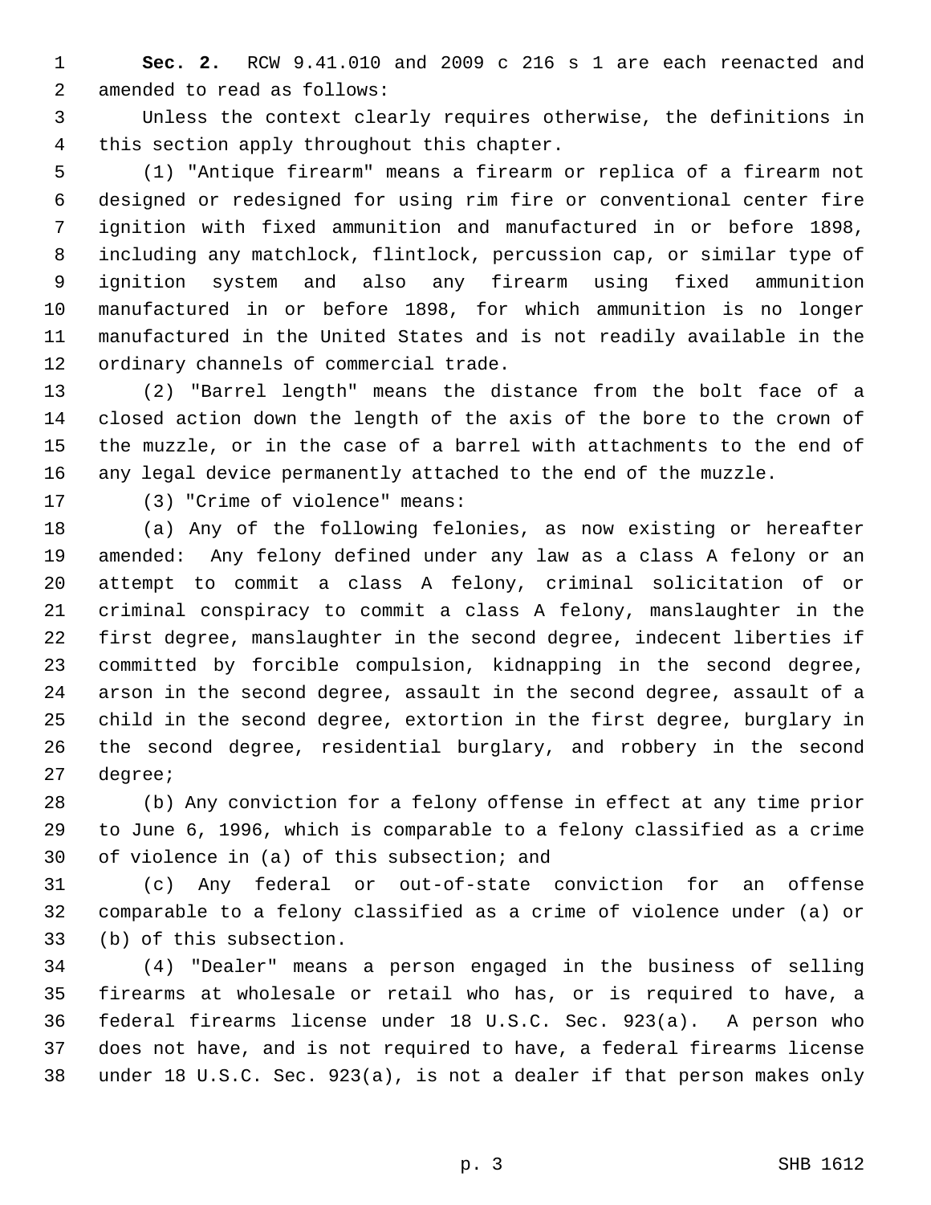**Sec. 2.** RCW 9.41.010 and 2009 c 216 s 1 are each reenacted and amended to read as follows:

Unless the context clearly requires otherwise, the definitions in this section apply throughout this chapter.

(1) "Antique firearm" means a firearm or replica of a firearm not designed or redesigned for using rim fire or conventional center fire ignition with fixed ammunition and manufactured in or before 1898, including any matchlock, flintlock, percussion cap, or similar type of ignition system and also any firearm using fixed ammunition manufactured in or before 1898, for which ammunition is no longer manufactured in the United States and is not readily available in the ordinary channels of commercial trade.

(2) "Barrel length" means the distance from the bolt face of a closed action down the length of the axis of the bore to the crown of the muzzle, or in the case of a barrel with attachments to the end of any legal device permanently attached to the end of the muzzle.

(3) "Crime of violence" means:

(a) Any of the following felonies, as now existing or hereafter amended: Any felony defined under any law as a class A felony or an attempt to commit a class A felony, criminal solicitation of or criminal conspiracy to commit a class A felony, manslaughter in the first degree, manslaughter in the second degree, indecent liberties if committed by forcible compulsion, kidnapping in the second degree, arson in the second degree, assault in the second degree, assault of a child in the second degree, extortion in the first degree, burglary in the second degree, residential burglary, and robbery in the second degree;

(b) Any conviction for a felony offense in effect at any time prior to June 6, 1996, which is comparable to a felony classified as a crime of violence in (a) of this subsection; and

(c) Any federal or out-of-state conviction for an offense comparable to a felony classified as a crime of violence under (a) or (b) of this subsection.

(4) "Dealer" means a person engaged in the business of selling firearms at wholesale or retail who has, or is required to have, a federal firearms license under 18 U.S.C. Sec. 923(a). A person who does not have, and is not required to have, a federal firearms license under 18 U.S.C. Sec. 923(a), is not a dealer if that person makes only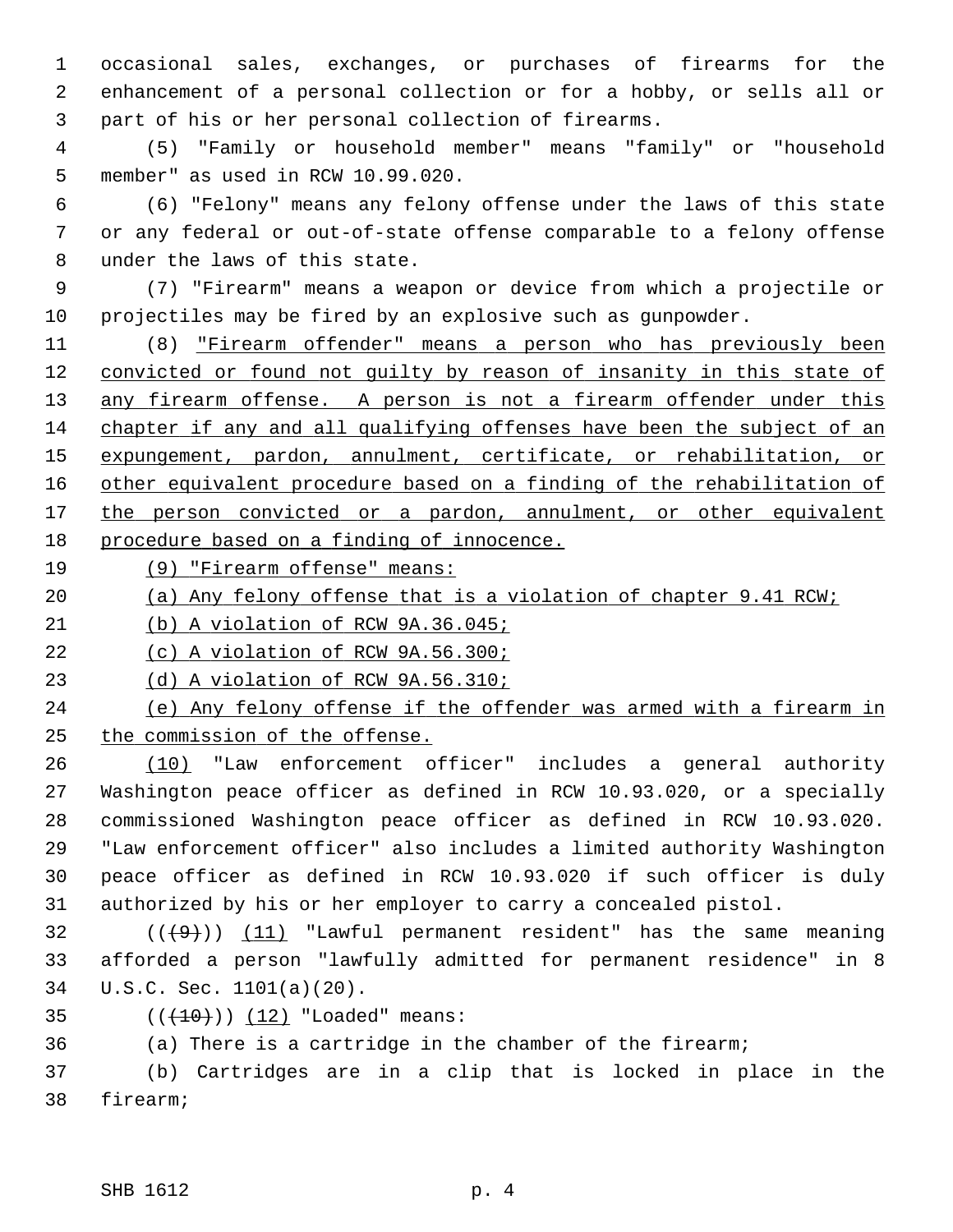occasional sales, exchanges, or purchases of firearms for the enhancement of a personal collection or for a hobby, or sells all or part of his or her personal collection of firearms.

(5) "Family or household member" means "family" or "household member" as used in RCW 10.99.020.

(6) "Felony" means any felony offense under the laws of this state or any federal or out-of-state offense comparable to a felony offense under the laws of this state.

(7) "Firearm" means a weapon or device from which a projectile or projectiles may be fired by an explosive such as gunpowder.

(8) "Firearm offender" means a person who has previously been convicted or found not guilty by reason of insanity in this state of any firearm offense. A person is not a firearm offender under this chapter if any and all qualifying offenses have been the subject of an expungement, pardon, annulment, certificate, or rehabilitation, or other equivalent procedure based on a finding of the rehabilitation of the person convicted or a pardon, annulment, or other equivalent procedure based on a finding of innocence.

(9) "Firearm offense" means:

(a) Any felony offense that is a violation of chapter 9.41 RCW;

(b) A violation of RCW 9A.36.045;

(c) A violation of RCW 9A.56.300;

(d) A violation of RCW 9A.56.310;

(e) Any felony offense if the offender was armed with a firearm in the commission of the offense.

(10) "Law enforcement officer" includes a general authority Washington peace officer as defined in RCW 10.93.020, or a specially commissioned Washington peace officer as defined in RCW 10.93.020. "Law enforcement officer" also includes a limited authority Washington peace officer as defined in RCW 10.93.020 if such officer is duly authorized by his or her employer to carry a concealed pistol.

~~((9))~~ (11) "Lawful permanent resident" has the same meaning afforded a person "lawfully admitted for permanent residence" in 8 U.S.C. Sec. 1101(a)(20).

~~((10))~~ (12) "Loaded" means:

(a) There is a cartridge in the chamber of the firearm;

(b) Cartridges are in a clip that is locked in place in the firearm;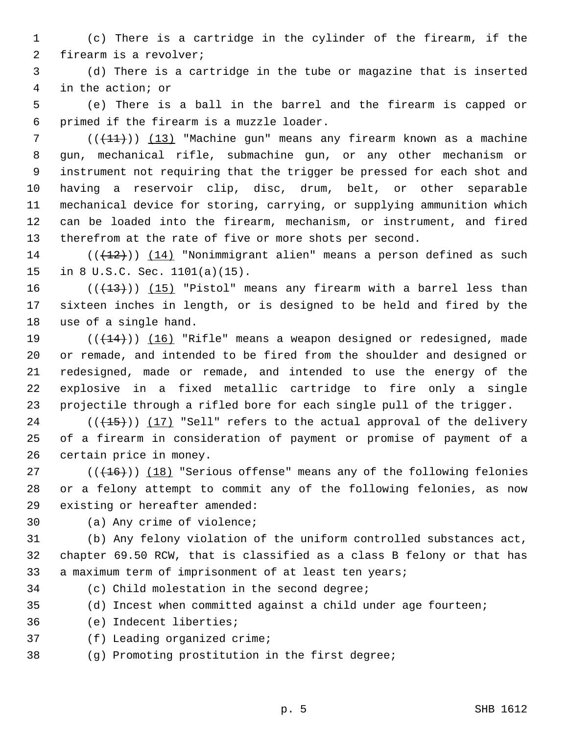(c) There is a cartridge in the cylinder of the firearm, if the firearm is a revolver;

(d) There is a cartridge in the tube or magazine that is inserted in the action; or

(e) There is a ball in the barrel and the firearm is capped or primed if the firearm is a muzzle loader.

(((~~11~~))) (13) "Machine gun" means any firearm known as a machine gun, mechanical rifle, submachine gun, or any other mechanism or instrument not requiring that the trigger be pressed for each shot and having a reservoir clip, disc, drum, belt, or other separable mechanical device for storing, carrying, or supplying ammunition which can be loaded into the firearm, mechanism, or instrument, and fired therefrom at the rate of five or more shots per second.

(((~~12~~))) (14) "Nonimmigrant alien" means a person defined as such in 8 U.S.C. Sec. 1101(a)(15).

(((~~13~~))) (15) "Pistol" means any firearm with a barrel less than sixteen inches in length, or is designed to be held and fired by the use of a single hand.

(((~~14~~))) (16) "Rifle" means a weapon designed or redesigned, made or remade, and intended to be fired from the shoulder and designed or redesigned, made or remade, and intended to use the energy of the explosive in a fixed metallic cartridge to fire only a single projectile through a rifled bore for each single pull of the trigger.

(((~~15~~))) (17) "Sell" refers to the actual approval of the delivery of a firearm in consideration of payment or promise of payment of a certain price in money.

(((~~16~~))) (18) "Serious offense" means any of the following felonies or a felony attempt to commit any of the following felonies, as now existing or hereafter amended:

(a) Any crime of violence;

(b) Any felony violation of the uniform controlled substances act, chapter 69.50 RCW, that is classified as a class B felony or that has a maximum term of imprisonment of at least ten years;

(c) Child molestation in the second degree;

(d) Incest when committed against a child under age fourteen;

(e) Indecent liberties;

(f) Leading organized crime;

(g) Promoting prostitution in the first degree;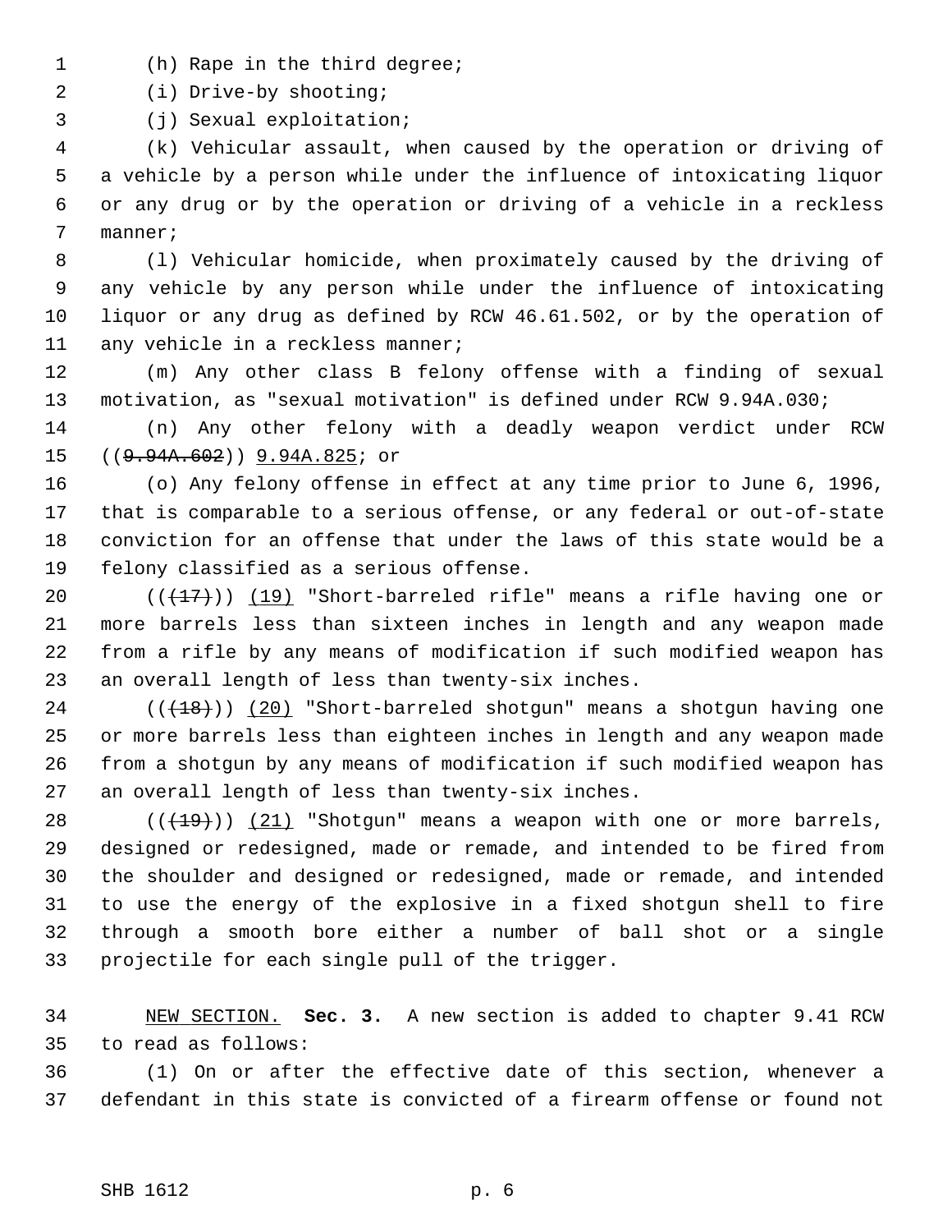(h) Rape in the third degree;

(i) Drive-by shooting;

(j) Sexual exploitation;

(k) Vehicular assault, when caused by the operation or driving of a vehicle by a person while under the influence of intoxicating liquor or any drug or by the operation or driving of a vehicle in a reckless manner;

(l) Vehicular homicide, when proximately caused by the driving of any vehicle by any person while under the influence of intoxicating liquor or any drug as defined by RCW 46.61.502, or by the operation of any vehicle in a reckless manner;

(m) Any other class B felony offense with a finding of sexual motivation, as "sexual motivation" is defined under RCW 9.94A.030;

(n) Any other felony with a deadly weapon verdict under RCW ((~~9.94A.602~~)) 9.94A.825; or

(o) Any felony offense in effect at any time prior to June 6, 1996, that is comparable to a serious offense, or any federal or out-of-state conviction for an offense that under the laws of this state would be a felony classified as a serious offense.

((~~(17)~~)) (19) "Short-barreled rifle" means a rifle having one or more barrels less than sixteen inches in length and any weapon made from a rifle by any means of modification if such modified weapon has an overall length of less than twenty-six inches.

((~~(18)~~)) (20) "Short-barreled shotgun" means a shotgun having one or more barrels less than eighteen inches in length and any weapon made from a shotgun by any means of modification if such modified weapon has an overall length of less than twenty-six inches.

((~~(19)~~)) (21) "Shotgun" means a weapon with one or more barrels, designed or redesigned, made or remade, and intended to be fired from the shoulder and designed or redesigned, made or remade, and intended to use the energy of the explosive in a fixed shotgun shell to fire through a smooth bore either a number of ball shot or a single projectile for each single pull of the trigger.

NEW SECTION. **Sec. 3.** A new section is added to chapter 9.41 RCW to read as follows:

(1) On or after the effective date of this section, whenever a defendant in this state is convicted of a firearm offense or found not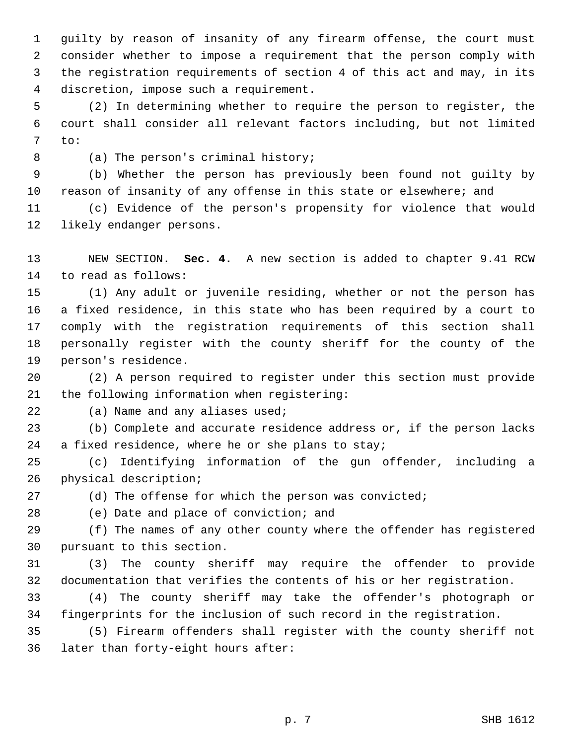guilty by reason of insanity of any firearm offense, the court must consider whether to impose a requirement that the person comply with the registration requirements of section 4 of this act and may, in its discretion, impose such a requirement.

(2) In determining whether to require the person to register, the court shall consider all relevant factors including, but not limited to:

(a) The person's criminal history;

(b) Whether the person has previously been found not guilty by reason of insanity of any offense in this state or elsewhere; and

(c) Evidence of the person's propensity for violence that would likely endanger persons.

NEW SECTION. **Sec. 4.** A new section is added to chapter 9.41 RCW to read as follows:

(1) Any adult or juvenile residing, whether or not the person has a fixed residence, in this state who has been required by a court to comply with the registration requirements of this section shall personally register with the county sheriff for the county of the person's residence.

(2) A person required to register under this section must provide the following information when registering:

(a) Name and any aliases used;

(b) Complete and accurate residence address or, if the person lacks a fixed residence, where he or she plans to stay;

(c) Identifying information of the gun offender, including a physical description;

(d) The offense for which the person was convicted;

(e) Date and place of conviction; and

(f) The names of any other county where the offender has registered pursuant to this section.

(3) The county sheriff may require the offender to provide documentation that verifies the contents of his or her registration.

(4) The county sheriff may take the offender's photograph or fingerprints for the inclusion of such record in the registration.

(5) Firearm offenders shall register with the county sheriff not later than forty-eight hours after: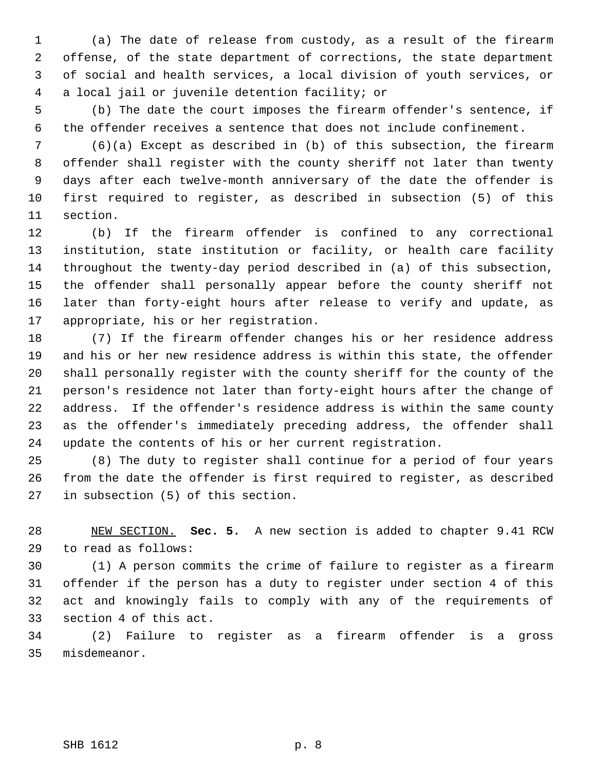(a) The date of release from custody, as a result of the firearm offense, of the state department of corrections, the state department of social and health services, a local division of youth services, or a local jail or juvenile detention facility; or

(b) The date the court imposes the firearm offender's sentence, if the offender receives a sentence that does not include confinement.

(6)(a) Except as described in (b) of this subsection, the firearm offender shall register with the county sheriff not later than twenty days after each twelve-month anniversary of the date the offender is first required to register, as described in subsection (5) of this section.

(b) If the firearm offender is confined to any correctional institution, state institution or facility, or health care facility throughout the twenty-day period described in (a) of this subsection, the offender shall personally appear before the county sheriff not later than forty-eight hours after release to verify and update, as appropriate, his or her registration.

(7) If the firearm offender changes his or her residence address and his or her new residence address is within this state, the offender shall personally register with the county sheriff for the county of the person's residence not later than forty-eight hours after the change of address. If the offender's residence address is within the same county as the offender's immediately preceding address, the offender shall update the contents of his or her current registration.

(8) The duty to register shall continue for a period of four years from the date the offender is first required to register, as described in subsection (5) of this section.

NEW SECTION. **Sec. 5.** A new section is added to chapter 9.41 RCW to read as follows:

(1) A person commits the crime of failure to register as a firearm offender if the person has a duty to register under section 4 of this act and knowingly fails to comply with any of the requirements of section 4 of this act.

(2) Failure to register as a firearm offender is a gross misdemeanor.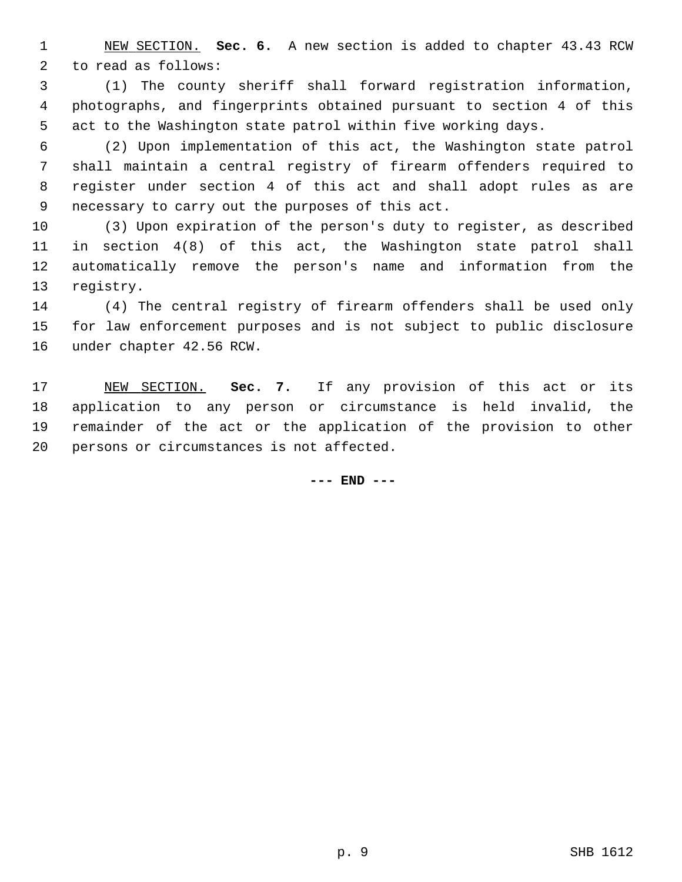NEW SECTION. **Sec. 6.** A new section is added to chapter 43.43 RCW to read as follows:

(1) The county sheriff shall forward registration information, photographs, and fingerprints obtained pursuant to section 4 of this act to the Washington state patrol within five working days.

(2) Upon implementation of this act, the Washington state patrol shall maintain a central registry of firearm offenders required to register under section 4 of this act and shall adopt rules as are necessary to carry out the purposes of this act.

(3) Upon expiration of the person's duty to register, as described in section 4(8) of this act, the Washington state patrol shall automatically remove the person's name and information from the registry.

(4) The central registry of firearm offenders shall be used only for law enforcement purposes and is not subject to public disclosure under chapter 42.56 RCW.

NEW SECTION. **Sec. 7.** If any provision of this act or its application to any person or circumstance is held invalid, the remainder of the act or the application of the provision to other persons or circumstances is not affected.

**--- END ---**